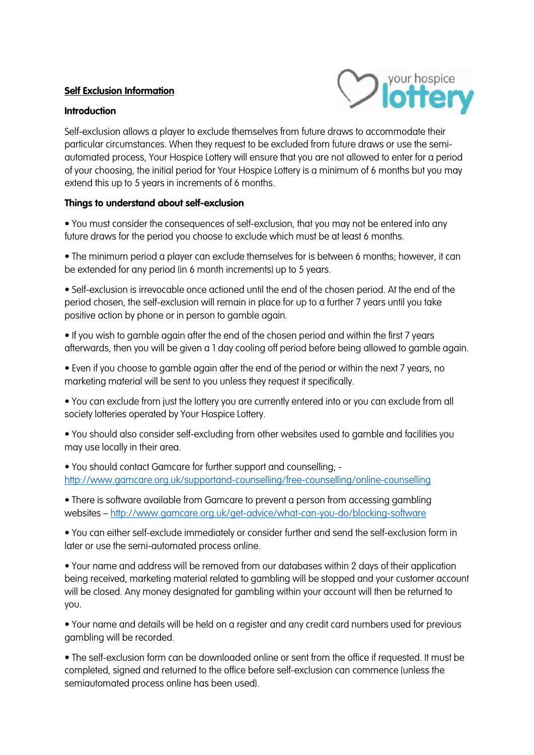**Self Exclusion Information**

**Introduction**

Self-exclusion allows a player to exclude themselves from future draws to accommodate their particular circumstances. When they request to be excluded from future draws or use the semi-automated process, Your Hospice Lottery will ensure that you are not allowed to enter for a period of your choosing, the initial period for Your Hospice Lottery is a minimum of 6 months but you may extend this up to 5 years in increments of 6 months.

**Things to understand about self-exclusion**

• You must consider the consequences of self-exclusion, that you may not be entered into any future draws for the period you choose to exclude which must be at least 6 months.

• The minimum period a player can exclude themselves for is between 6 months; however, it can be extended for any period (in 6 month increments) up to 5 years.

• Self-exclusion is irrevocable once actioned until the end of the chosen period. At the end of the period chosen, the self-exclusion will remain in place for up to a further 7 years until you take positive action by phone or in person to gamble again.

• If you wish to gamble again after the end of the chosen period and within the first 7 years afterwards, then you will be given a 1 day cooling off period before being allowed to gamble again.

• Even if you choose to gamble again after the end of the period or within the next 7 years, no marketing material will be sent to you unless they request it specifically.

• You can exclude from just the lottery you are currently entered into or you can exclude from all society lotteries operated by Your Hospice Lottery.

• You should also consider self-excluding from other websites used to gamble and facilities you may use locally in their area.

• You should contact Gamcare for further support and counselling; - http://www.gamcare.org.uk/supportand-counselling/free-counselling/online-counselling

• There is software available from Gamcare to prevent a person from accessing gambling websites – http://www.gamcare.org.uk/get-advice/what-can-you-do/blocking-software

• You can either self-exclude immediately or consider further and send the self-exclusion form in later or use the semi-automated process online.

• Your name and address will be removed from our databases within 2 days of their application being received, marketing material related to gambling will be stopped and your customer account will be closed. Any money designated for gambling within your account will then be returned to you.

• Your name and details will be held on a register and any credit card numbers used for previous gambling will be recorded.

• The self-exclusion form can be downloaded online or sent from the office if requested. It must be completed, signed and returned to the office before self-exclusion can commence (unless the semiautomated process online has been used).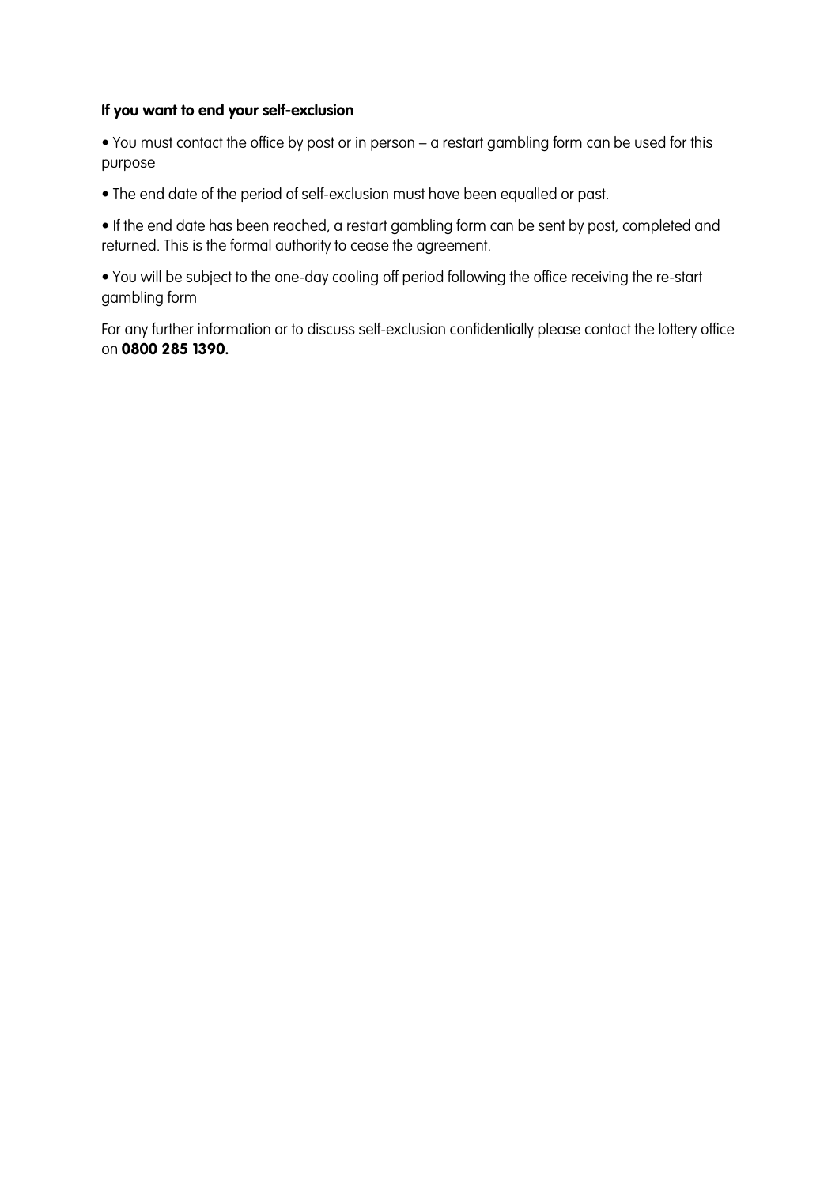**If you want to end your self-exclusion**

- You must contact the office by post or in person – a restart gambling form can be used for this purpose
- The end date of the period of self-exclusion must have been equalled or past.
- If the end date has been reached, a restart gambling form can be sent by post, completed and returned. This is the formal authority to cease the agreement.
- You will be subject to the one-day cooling off period following the office receiving the re-start gambling form

For any further information or to discuss self-exclusion confidentially please contact the lottery office on **0800 285 1390.**